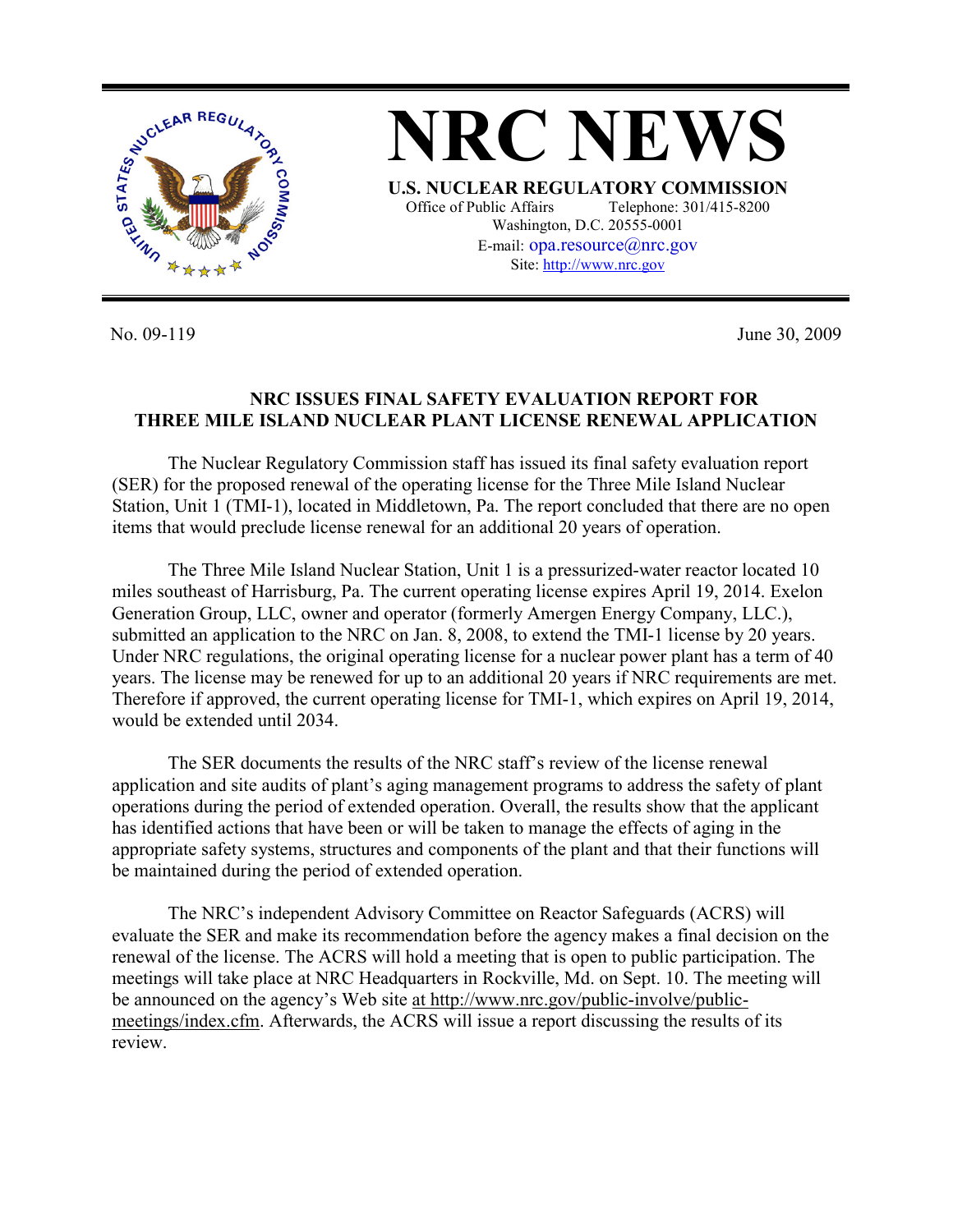# NRC NEWS

**U.S. NUCLEAR REGULATORY COMMISSION**

Office of Public Affairs Telephone: 301/415-8200
Washington, D.C. 20555-0001
E-mail: opa.resource@nrc.gov
Site: http://www.nrc.gov

No. 09-119 June 30, 2009

## NRC ISSUES FINAL SAFETY EVALUATION REPORT FOR THREE MILE ISLAND NUCLEAR PLANT LICENSE RENEWAL APPLICATION

The Nuclear Regulatory Commission staff has issued its final safety evaluation report (SER) for the proposed renewal of the operating license for the Three Mile Island Nuclear Station, Unit 1 (TMI-1), located in Middletown, Pa. The report concluded that there are no open items that would preclude license renewal for an additional 20 years of operation.

The Three Mile Island Nuclear Station, Unit 1 is a pressurized-water reactor located 10 miles southeast of Harrisburg, Pa. The current operating license expires April 19, 2014. Exelon Generation Group, LLC, owner and operator (formerly Amergen Energy Company, LLC.), submitted an application to the NRC on Jan. 8, 2008, to extend the TMI-1 license by 20 years. Under NRC regulations, the original operating license for a nuclear power plant has a term of 40 years. The license may be renewed for up to an additional 20 years if NRC requirements are met. Therefore if approved, the current operating license for TMI-1, which expires on April 19, 2014, would be extended until 2034.

The SER documents the results of the NRC staff's review of the license renewal application and site audits of plant's aging management programs to address the safety of plant operations during the period of extended operation. Overall, the results show that the applicant has identified actions that have been or will be taken to manage the effects of aging in the appropriate safety systems, structures and components of the plant and that their functions will be maintained during the period of extended operation.

The NRC's independent Advisory Committee on Reactor Safeguards (ACRS) will evaluate the SER and make its recommendation before the agency makes a final decision on the renewal of the license. The ACRS will hold a meeting that is open to public participation. The meetings will take place at NRC Headquarters in Rockville, Md. on Sept. 10. The meeting will be announced on the agency's Web site at http://www.nrc.gov/public-involve/public-meetings/index.cfm. Afterwards, the ACRS will issue a report discussing the results of its review.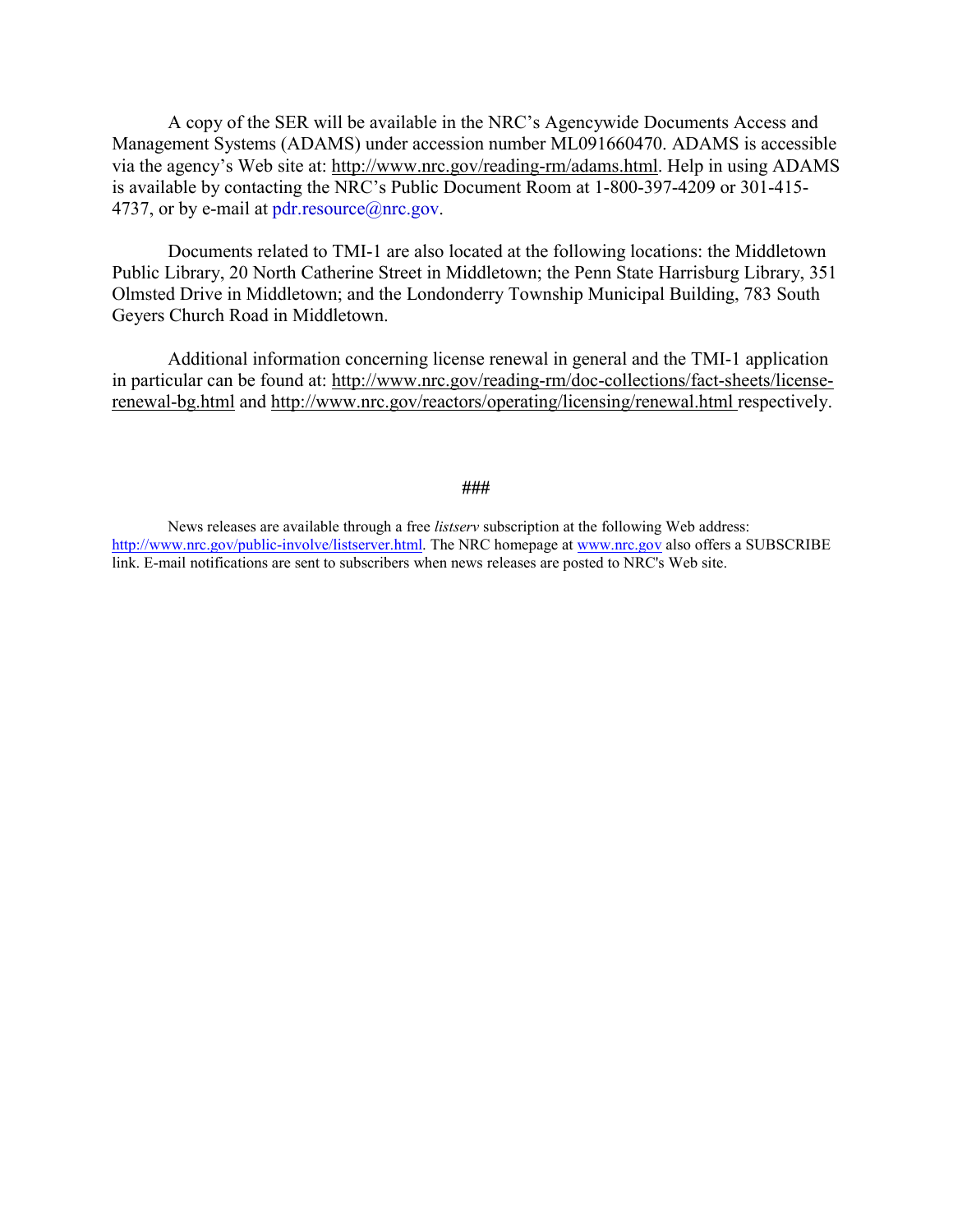A copy of the SER will be available in the NRC's Agencywide Documents Access and Management Systems (ADAMS) under accession number ML091660470. ADAMS is accessible via the agency's Web site at: http://www.nrc.gov/reading-rm/adams.html. Help in using ADAMS is available by contacting the NRC's Public Document Room at 1-800-397-4209 or 301-415-4737, or by e-mail at pdr.resource@nrc.gov.

Documents related to TMI-1 are also located at the following locations: the Middletown Public Library, 20 North Catherine Street in Middletown; the Penn State Harrisburg Library, 351 Olmsted Drive in Middletown; and the Londonderry Township Municipal Building, 783 South Geyers Church Road in Middletown.

Additional information concerning license renewal in general and the TMI-1 application in particular can be found at: http://www.nrc.gov/reading-rm/doc-collections/fact-sheets/license-renewal-bg.html and http://www.nrc.gov/reactors/operating/licensing/renewal.html respectively.

###

News releases are available through a free *listserv* subscription at the following Web address: http://www.nrc.gov/public-involve/listserver.html. The NRC homepage at www.nrc.gov also offers a SUBSCRIBE link. E-mail notifications are sent to subscribers when news releases are posted to NRC's Web site.